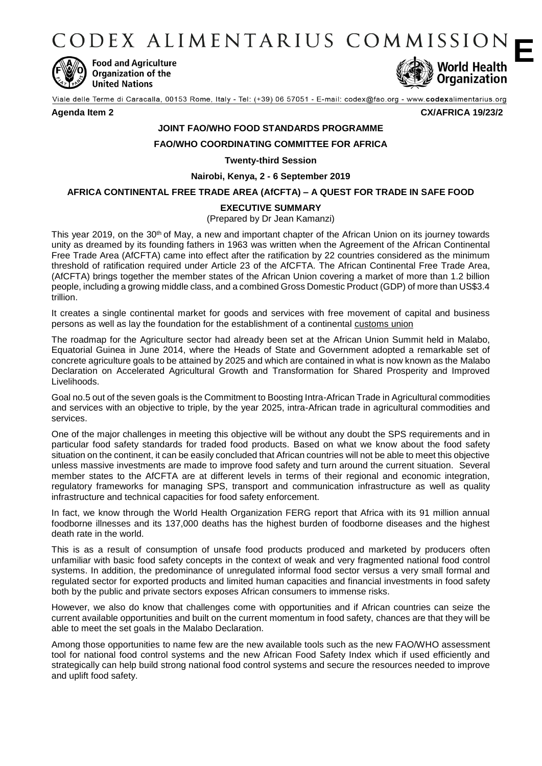# CODEX ALIMENTARIUS COMMISSION

**E**

Food and Agriculture Organization of the United Nations

World Health Organization

Viale delle Terme di Caracalla, 00153 Rome, Italy - Tel: (+39) 06 57051 - E-mail: codex@fao.org - www.codexalimentarius.org

**Agenda Item 2** **CX/AFRICA 19/23/2**

**JOINT FAO/WHO FOOD STANDARDS PROGRAMME**

**FAO/WHO COORDINATING COMMITTEE FOR AFRICA**

**Twenty-third Session**

**Nairobi, Kenya, 2 - 6 September 2019**

## AFRICA CONTINENTAL FREE TRADE AREA (AfCFTA) – A QUEST FOR TRADE IN SAFE FOOD

### EXECUTIVE SUMMARY

(Prepared by Dr Jean Kamanzi)

This year 2019, on the 30th of May, a new and important chapter of the African Union on its journey towards unity as dreamed by its founding fathers in 1963 was written when the Agreement of the African Continental Free Trade Area (AfCFTA) came into effect after the ratification by 22 countries considered as the minimum threshold of ratification required under Article 23 of the AfCFTA. The African Continental Free Trade Area, (AfCFTA) brings together the member states of the African Union covering a market of more than 1.2 billion people, including a growing middle class, and a combined Gross Domestic Product (GDP) of more than US$3.4 trillion.

It creates a single continental market for goods and services with free movement of capital and business persons as well as lay the foundation for the establishment of a continental customs union

The roadmap for the Agriculture sector had already been set at the African Union Summit held in Malabo, Equatorial Guinea in June 2014, where the Heads of State and Government adopted a remarkable set of concrete agriculture goals to be attained by 2025 and which are contained in what is now known as the Malabo Declaration on Accelerated Agricultural Growth and Transformation for Shared Prosperity and Improved Livelihoods.

Goal no.5 out of the seven goals is the Commitment to Boosting Intra-African Trade in Agricultural commodities and services with an objective to triple, by the year 2025, intra-African trade in agricultural commodities and services.

One of the major challenges in meeting this objective will be without any doubt the SPS requirements and in particular food safety standards for traded food products. Based on what we know about the food safety situation on the continent, it can be easily concluded that African countries will not be able to meet this objective unless massive investments are made to improve food safety and turn around the current situation. Several member states to the AfCFTA are at different levels in terms of their regional and economic integration, regulatory frameworks for managing SPS, transport and communication infrastructure as well as quality infrastructure and technical capacities for food safety enforcement.

In fact, we know through the World Health Organization FERG report that Africa with its 91 million annual foodborne illnesses and its 137,000 deaths has the highest burden of foodborne diseases and the highest death rate in the world.

This is as a result of consumption of unsafe food products produced and marketed by producers often unfamiliar with basic food safety concepts in the context of weak and very fragmented national food control systems. In addition, the predominance of unregulated informal food sector versus a very small formal and regulated sector for exported products and limited human capacities and financial investments in food safety both by the public and private sectors exposes African consumers to immense risks.

However, we also do know that challenges come with opportunities and if African countries can seize the current available opportunities and built on the current momentum in food safety, chances are that they will be able to meet the set goals in the Malabo Declaration.

Among those opportunities to name few are the new available tools such as the new FAO/WHO assessment tool for national food control systems and the new African Food Safety Index which if used efficiently and strategically can help build strong national food control systems and secure the resources needed to improve and uplift food safety.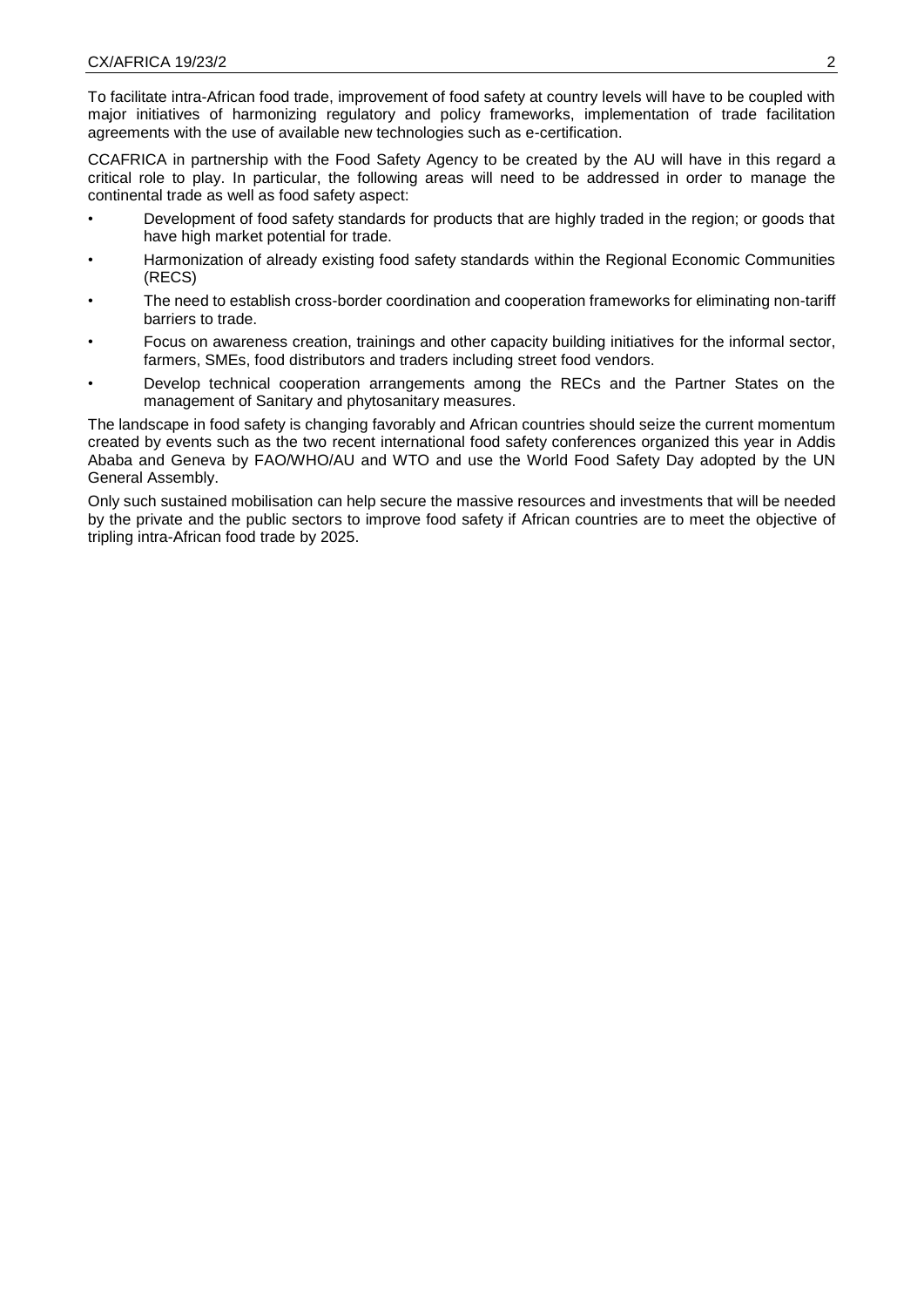To facilitate intra-African food trade, improvement of food safety at country levels will have to be coupled with major initiatives of harmonizing regulatory and policy frameworks, implementation of trade facilitation agreements with the use of available new technologies such as e-certification.

CCAFRICA in partnership with the Food Safety Agency to be created by the AU will have in this regard a critical role to play. In particular, the following areas will need to be addressed in order to manage the continental trade as well as food safety aspect:

- Development of food safety standards for products that are highly traded in the region; or goods that have high market potential for trade.
- Harmonization of already existing food safety standards within the Regional Economic Communities (RECS)
- The need to establish cross-border coordination and cooperation frameworks for eliminating non-tariff barriers to trade.
- Focus on awareness creation, trainings and other capacity building initiatives for the informal sector, farmers, SMEs, food distributors and traders including street food vendors.
- Develop technical cooperation arrangements among the RECs and the Partner States on the management of Sanitary and phytosanitary measures.

The landscape in food safety is changing favorably and African countries should seize the current momentum created by events such as the two recent international food safety conferences organized this year in Addis Ababa and Geneva by FAO/WHO/AU and WTO and use the World Food Safety Day adopted by the UN General Assembly.

Only such sustained mobilisation can help secure the massive resources and investments that will be needed by the private and the public sectors to improve food safety if African countries are to meet the objective of tripling intra-African food trade by 2025.